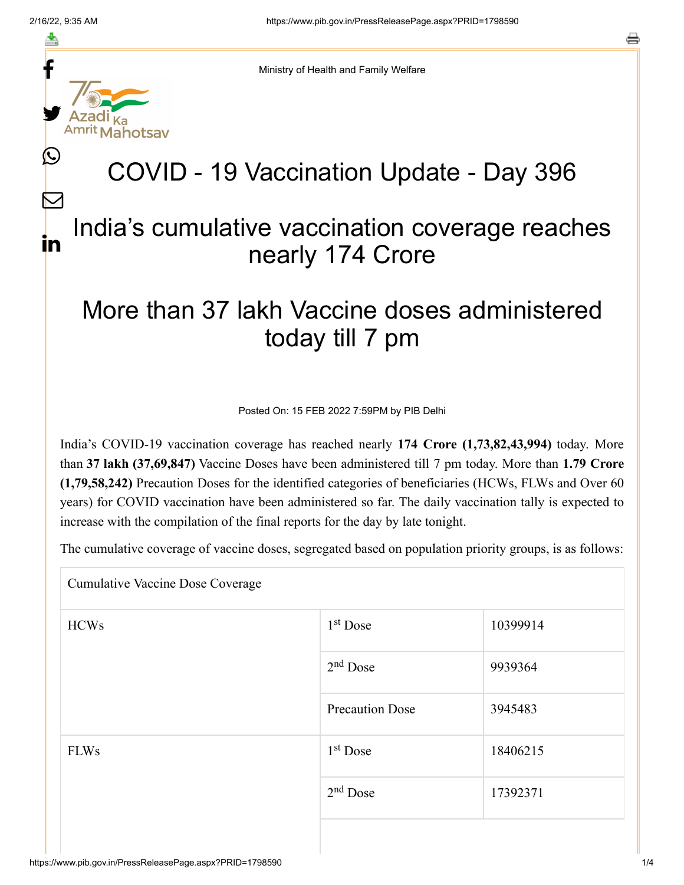Ministry of Health and Family Welfare

# COVID - 19 Vaccination Update - Day 396

## India's cumulative vaccination coverage reaches nearly 174 Crore

## More than 37 lakh Vaccine doses administered today till 7 pm

Posted On: 15 FEB 2022 7:59PM by PIB Delhi

India's COVID-19 vaccination coverage has reached nearly **174 Crore (1,73,82,43,994)** today. More than **37 lakh (37,69,847)** Vaccine Doses have been administered till 7 pm today. More than **1.79 Crore (1,79,58,242)** Precaution Doses for the identified categories of beneficiaries (HCWs, FLWs and Over 60 years) for COVID vaccination have been administered so far. The daily vaccination tally is expected to increase with the compilation of the final reports for the day by late tonight.

The cumulative coverage of vaccine doses, segregated based on population priority groups, is as follows:

| Cumulative Vaccine Dose Coverage | | |
|---|---|---|
| HCWs | 1st Dose | 10399914 |
| | 2nd Dose | 9939364 |
| | Precaution Dose | 3945483 |
| FLWs | 1st Dose | 18406215 |
| | 2nd Dose | 17392371 |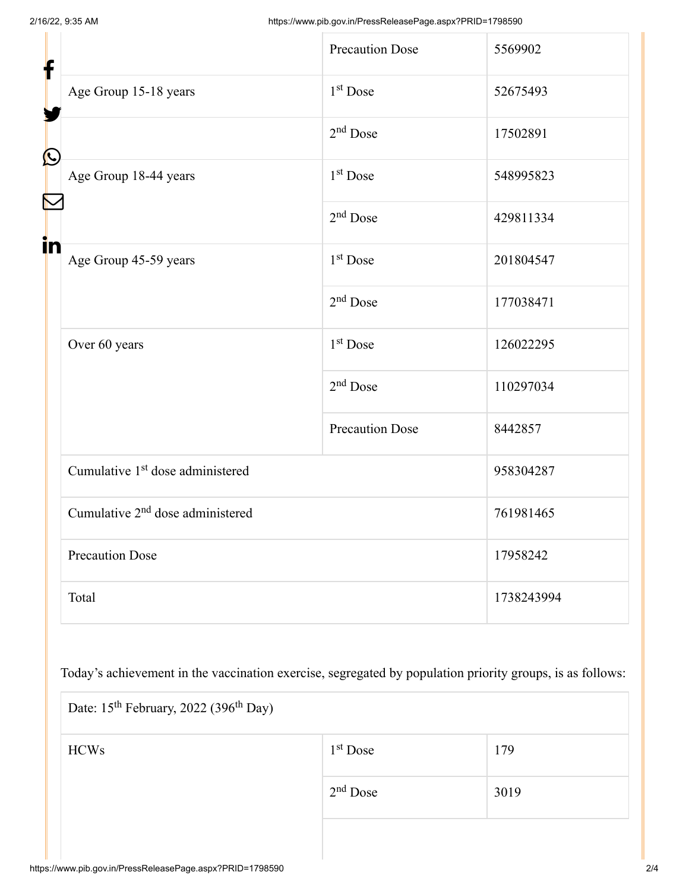| | | |
|---|---|---|
| | Precaution Dose | 5569902 |
| Age Group 15-18 years | 1st Dose | 52675493 |
| | 2nd Dose | 17502891 |
| Age Group 18-44 years | 1st Dose | 548995823 |
| | 2nd Dose | 429811334 |
| Age Group 45-59 years | 1st Dose | 201804547 |
| | 2nd Dose | 177038471 |
| Over 60 years | 1st Dose | 126022295 |
| | 2nd Dose | 110297034 |
| | Precaution Dose | 8442857 |
| Cumulative 1st dose administered | | 958304287 |
| Cumulative 2nd dose administered | | 761981465 |
| Precaution Dose | | 17958242 |
| Total | | 1738243994 |

Today's achievement in the vaccination exercise, segregated by population priority groups, is as follows:

| Date: 15th February, 2022 (396th Day) | | |
|---|---|---|
| HCWs | 1st Dose | 179 |
| | 2nd Dose | 3019 |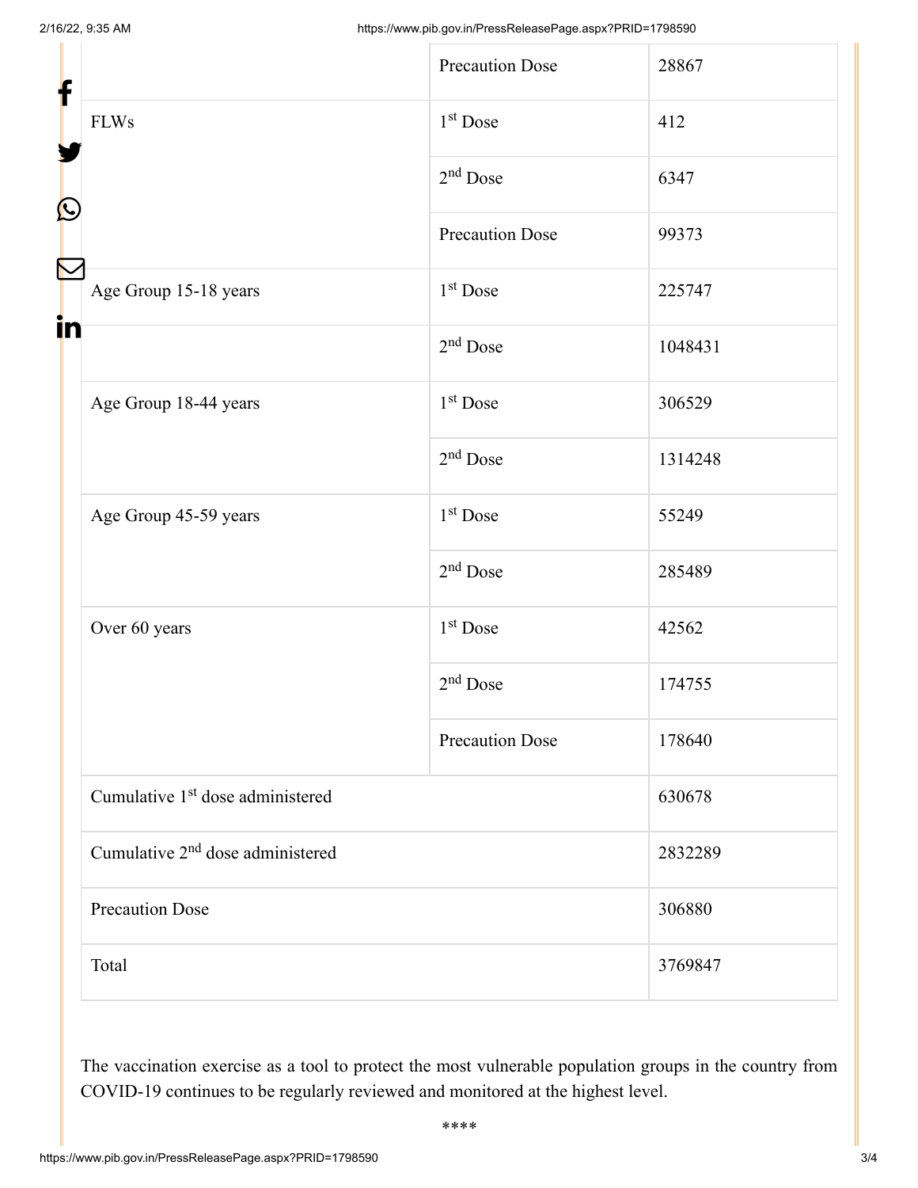| | | |
|---|---|---|
| | Precaution Dose | 28867 |
| FLWs | 1st Dose | 412 |
| | 2nd Dose | 6347 |
| | Precaution Dose | 99373 |
| Age Group 15-18 years | 1st Dose | 225747 |
| | 2nd Dose | 1048431 |
| Age Group 18-44 years | 1st Dose | 306529 |
| | 2nd Dose | 1314248 |
| Age Group 45-59 years | 1st Dose | 55249 |
| | 2nd Dose | 285489 |
| Over 60 years | 1st Dose | 42562 |
| | 2nd Dose | 174755 |
| | Precaution Dose | 178640 |
| Cumulative 1st dose administered | | 630678 |
| Cumulative 2nd dose administered | | 2832289 |
| Precaution Dose | | 306880 |
| Total | | 3769847 |

The vaccination exercise as a tool to protect the most vulnerable population groups in the country from COVID-19 continues to be regularly reviewed and monitored at the highest level.

****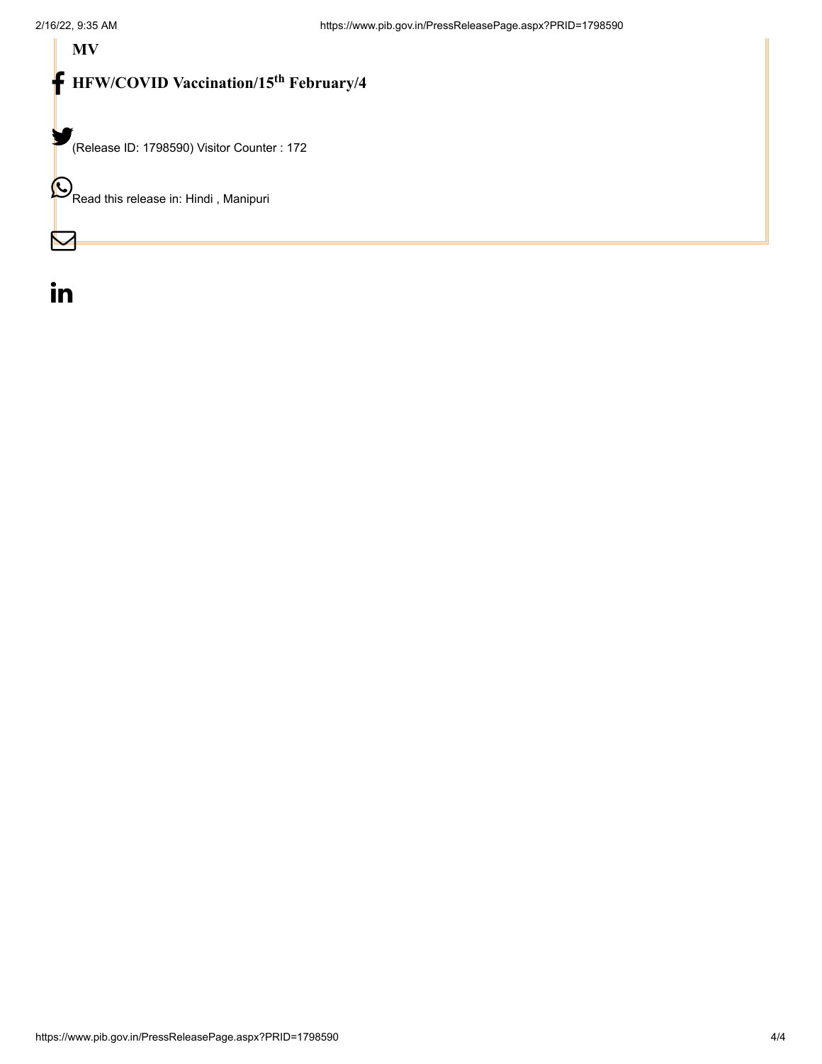**MV**

**HFW/COVID Vaccination/15th February/4**

(Release ID: 1798590) Visitor Counter : 172

Read this release in: Hindi , Manipuri